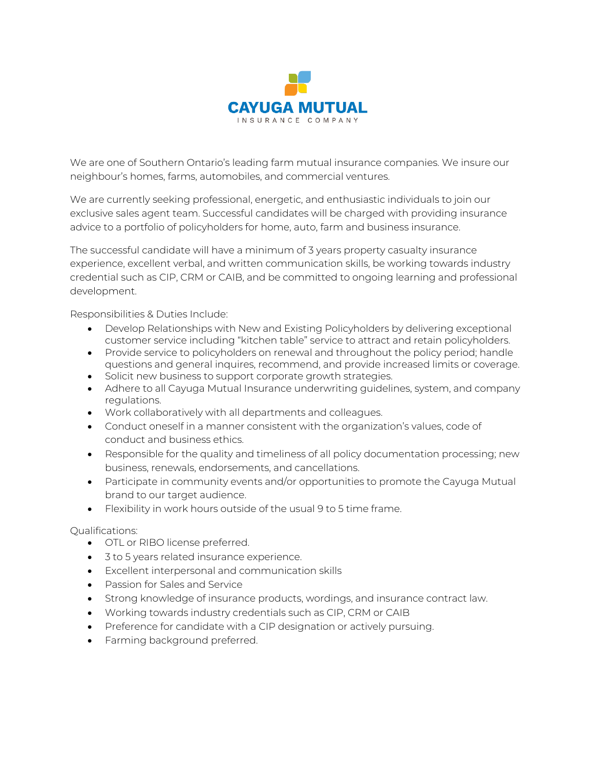# CAYUGA MUTUAL

INSURANCE COMPANY

We are one of Southern Ontario's leading farm mutual insurance companies. We insure our neighbour's homes, farms, automobiles, and commercial ventures.

We are currently seeking professional, energetic, and enthusiastic individuals to join our exclusive sales agent team. Successful candidates will be charged with providing insurance advice to a portfolio of policyholders for home, auto, farm and business insurance.

The successful candidate will have a minimum of 3 years property casualty insurance experience, excellent verbal, and written communication skills, be working towards industry credential such as CIP, CRM or CAIB, and be committed to ongoing learning and professional development.

Responsibilities & Duties Include:

- Develop Relationships with New and Existing Policyholders by delivering exceptional customer service including "kitchen table" service to attract and retain policyholders.
- Provide service to policyholders on renewal and throughout the policy period; handle questions and general inquires, recommend, and provide increased limits or coverage.
- Solicit new business to support corporate growth strategies.
- Adhere to all Cayuga Mutual Insurance underwriting guidelines, system, and company regulations.
- Work collaboratively with all departments and colleagues.
- Conduct oneself in a manner consistent with the organization's values, code of conduct and business ethics.
- Responsible for the quality and timeliness of all policy documentation processing; new business, renewals, endorsements, and cancellations.
- Participate in community events and/or opportunities to promote the Cayuga Mutual brand to our target audience.
- Flexibility in work hours outside of the usual 9 to 5 time frame.

Qualifications:

- OTL or RIBO license preferred.
- 3 to 5 years related insurance experience.
- Excellent interpersonal and communication skills
- Passion for Sales and Service
- Strong knowledge of insurance products, wordings, and insurance contract law.
- Working towards industry credentials such as CIP, CRM or CAIB
- Preference for candidate with a CIP designation or actively pursuing.
- Farming background preferred.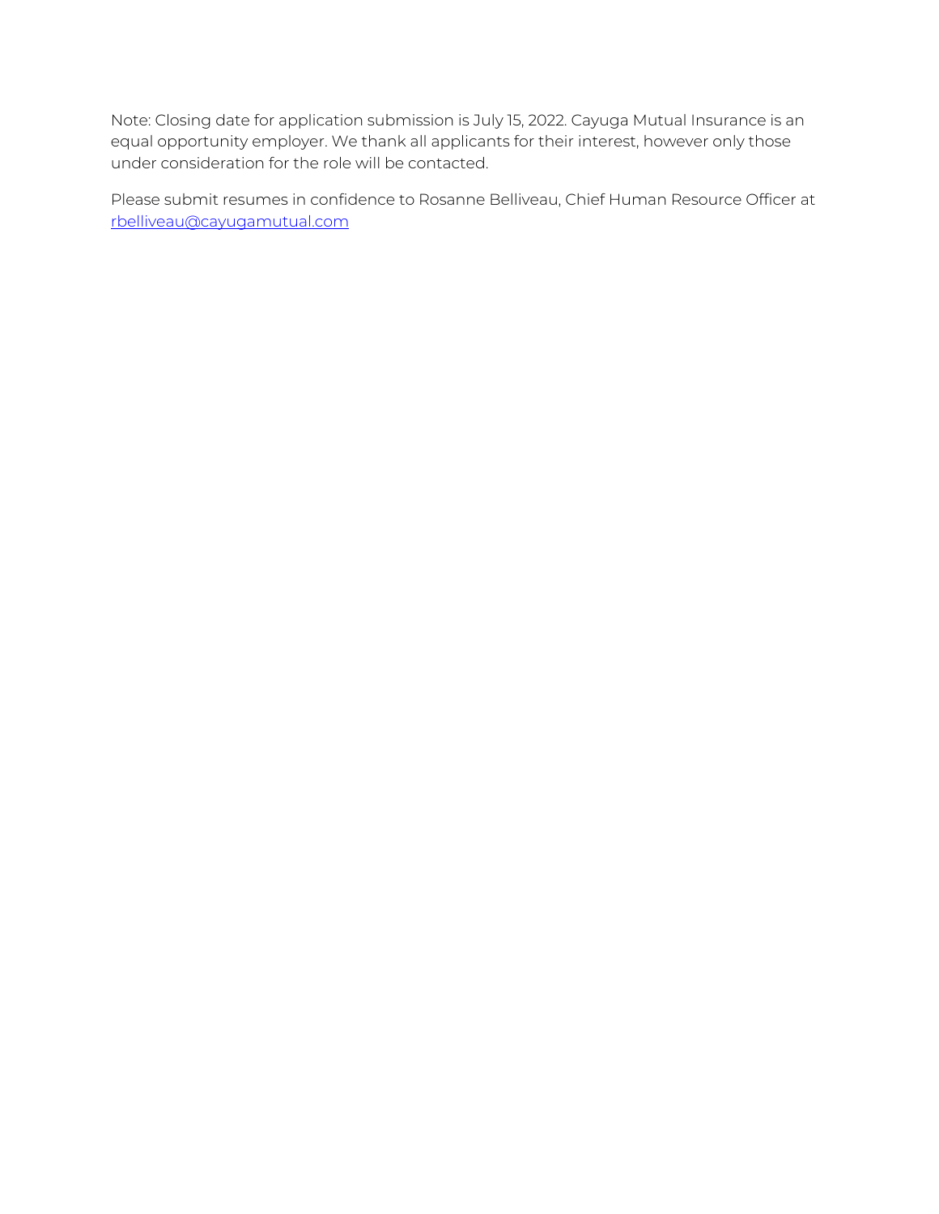Note: Closing date for application submission is July 15, 2022. Cayuga Mutual Insurance is an equal opportunity employer. We thank all applicants for their interest, however only those under consideration for the role will be contacted.

Please submit resumes in confidence to Rosanne Belliveau, Chief Human Resource Officer at [rbelliveau@cayugamutual.com](mailto:rbelliveau@cayugamutual.com)